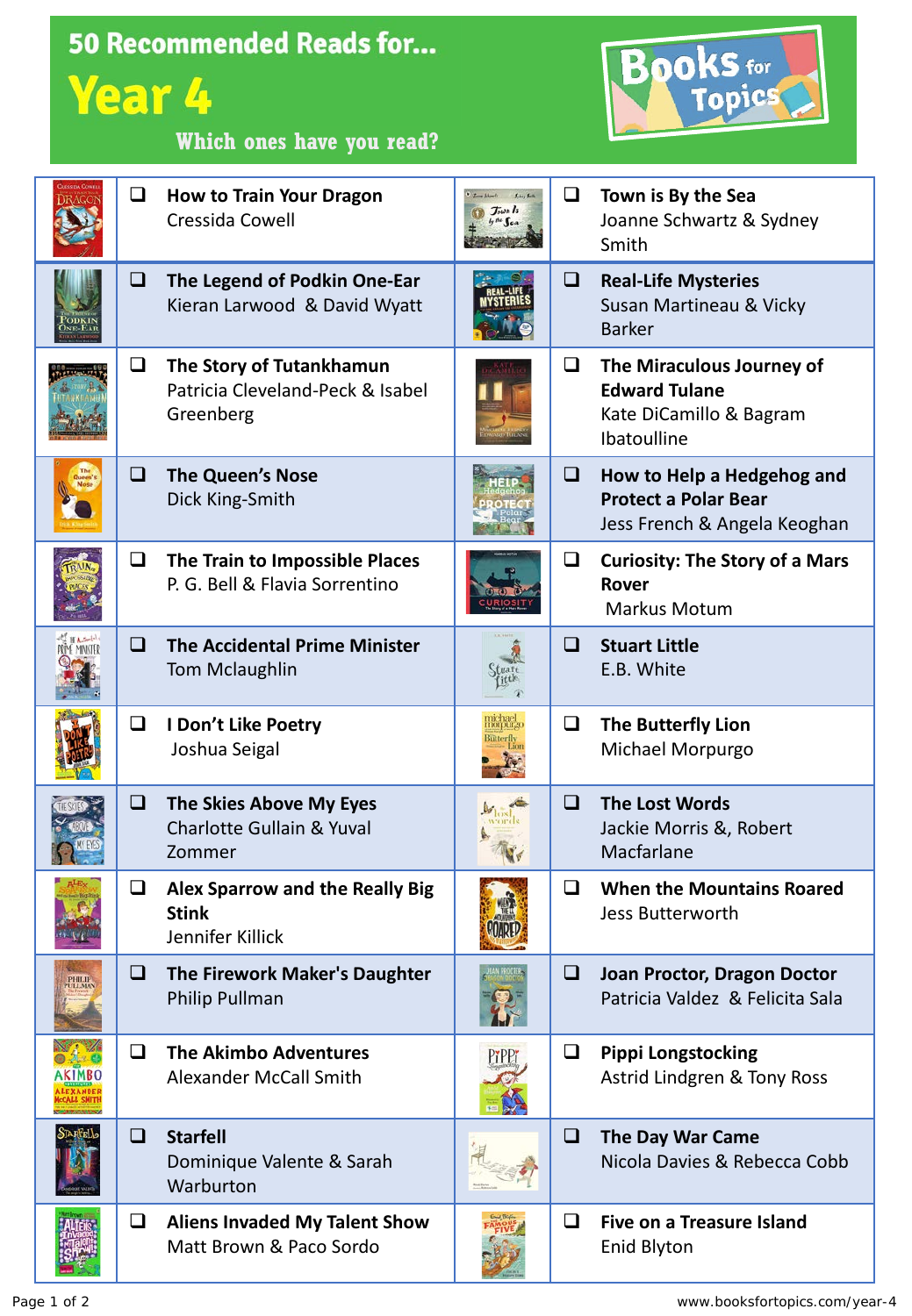# 50 Recommended Reads for... Year 4

Which ones have you read?

Books for Topics

| Book | Book |
|---|---|
| ❑ **How to Train Your Dragon**<br>Cressida Cowell | ❑ **Town is By the Sea**<br>Joanne Schwartz & Sydney Smith |
| ❑ **The Legend of Podkin One-Ear**<br>Kieran Larwood & David Wyatt | ❑ **Real-Life Mysteries**<br>Susan Martineau & Vicky Barker |
| ❑ **The Story of Tutankhamun**<br>Patricia Cleveland-Peck & Isabel Greenberg | ❑ **The Miraculous Journey of Edward Tulane**<br>Kate DiCamillo & Bagram Ibatoulline |
| ❑ **The Queen's Nose**<br>Dick King-Smith | ❑ **How to Help a Hedgehog and Protect a Polar Bear**<br>Jess French & Angela Keoghan |
| ❑ **The Train to Impossible Places**<br>P. G. Bell & Flavia Sorrentino | ❑ **Curiosity: The Story of a Mars Rover**<br>Markus Motum |
| ❑ **The Accidental Prime Minister**<br>Tom Mclaughlin | ❑ **Stuart Little**<br>E.B. White |
| ❑ **I Don't Like Poetry**<br>Joshua Seigal | ❑ **The Butterfly Lion**<br>Michael Morpurgo |
| ❑ **The Skies Above My Eyes**<br>Charlotte Guillain & Yuval Zommer | ❑ **The Lost Words**<br>Jackie Morris &, Robert Macfarlane |
| ❑ **Alex Sparrow and the Really Big Stink**<br>Jennifer Killick | ❑ **When the Mountains Roared**<br>Jess Butterworth |
| ❑ **The Firework Maker's Daughter**<br>Philip Pullman | ❑ **Joan Proctor, Dragon Doctor**<br>Patricia Valdez & Felicita Sala |
| ❑ **The Akimbo Adventures**<br>Alexander McCall Smith | ❑ **Pippi Longstocking**<br>Astrid Lindgren & Tony Ross |
| ❑ **Starfell**<br>Dominique Valente & Sarah Warburton | ❑ **The Day War Came**<br>Nicola Davies & Rebecca Cobb |
| ❑ **Aliens Invaded My Talent Show**<br>Matt Brown & Paco Sordo | ❑ **Five on a Treasure Island**<br>Enid Blyton |

www.booksfortopics.com/year-4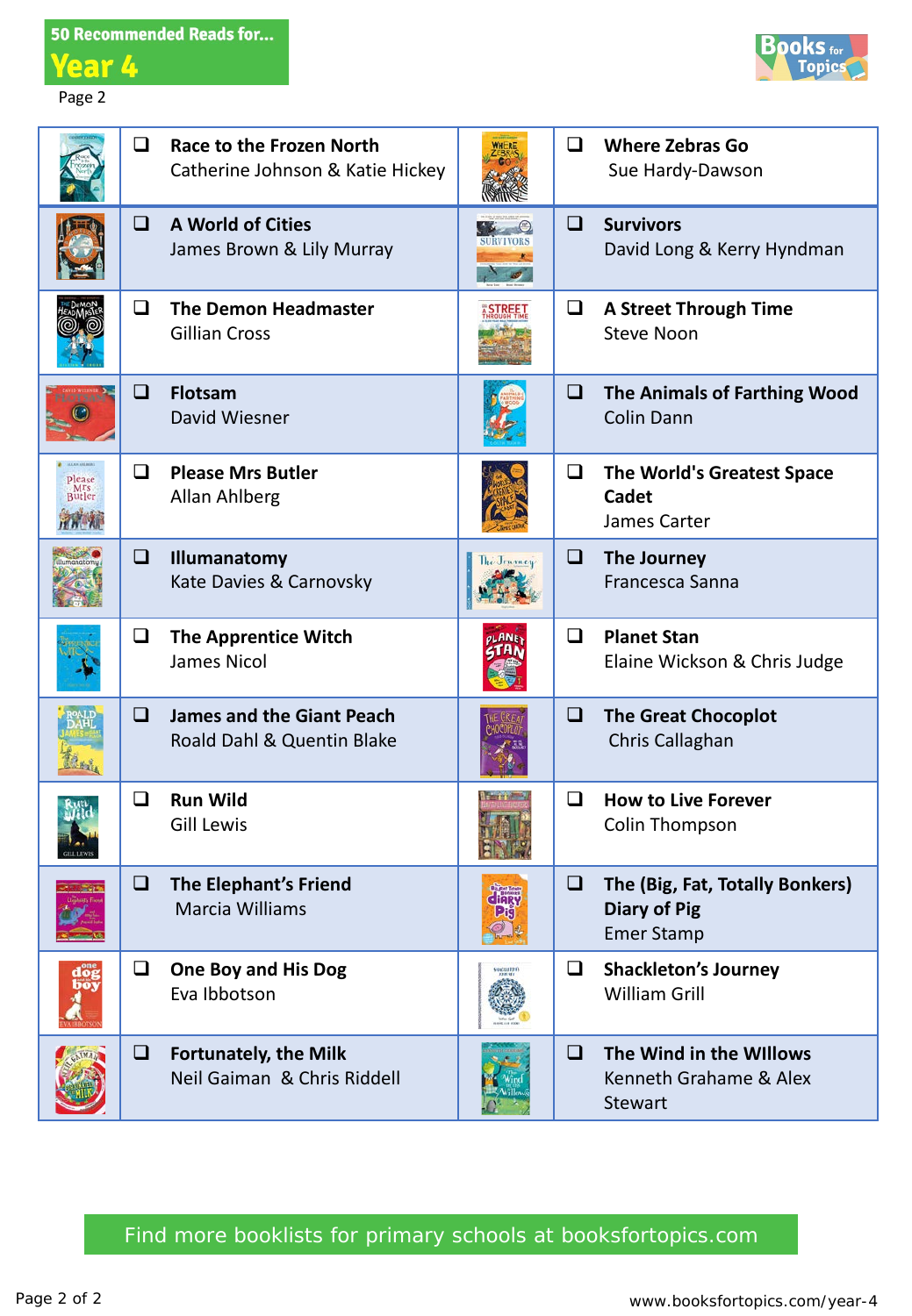**50 Recommended Reads for...**

# Year 4

Page 2

| | | | |
|---|---|---|---|
| | ❑ **Race to the Frozen North**<br>Catherine Johnson & Katie Hickey | | ❑ **Where Zebras Go**<br>Sue Hardy-Dawson |
| | ❑ **A World of Cities**<br>James Brown & Lily Murray | | ❑ **Survivors**<br>David Long & Kerry Hyndman |
| | ❑ **The Demon Headmaster**<br>Gillian Cross | | ❑ **A Street Through Time**<br>Steve Noon |
| | ❑ **Flotsam**<br>David Wiesner | | ❑ **The Animals of Farthing Wood**<br>Colin Dann |
| | ❑ **Please Mrs Butler**<br>Allan Ahlberg | | ❑ **The World's Greatest Space Cadet**<br>James Carter |
| | ❑ **Illumanatomy**<br>Kate Davies & Carnovsky | | ❑ **The Journey**<br>Francesca Sanna |
| | ❑ **The Apprentice Witch**<br>James Nicol | | ❑ **Planet Stan**<br>Elaine Wickson & Chris Judge |
| | ❑ **James and the Giant Peach**<br>Roald Dahl & Quentin Blake | | ❑ **The Great Chocoplot**<br>Chris Callaghan |
| | ❑ **Run Wild**<br>Gill Lewis | | ❑ **How to Live Forever**<br>Colin Thompson |
| | ❑ **The Elephant's Friend**<br>Marcia Williams | | ❑ **The (Big, Fat, Totally Bonkers) Diary of Pig**<br>Emer Stamp |
| | ❑ **One Boy and His Dog**<br>Eva Ibbotson | | ❑ **Shackleton's Journey**<br>William Grill |
| | ❑ **Fortunately, the Milk**<br>Neil Gaiman & Chris Riddell | | ❑ **The Wind in the WIllows**<br>Kenneth Grahame & Alex Stewart |

Find more booklists for primary schools at booksfortopics.com

www.booksfortopics.com/year-4